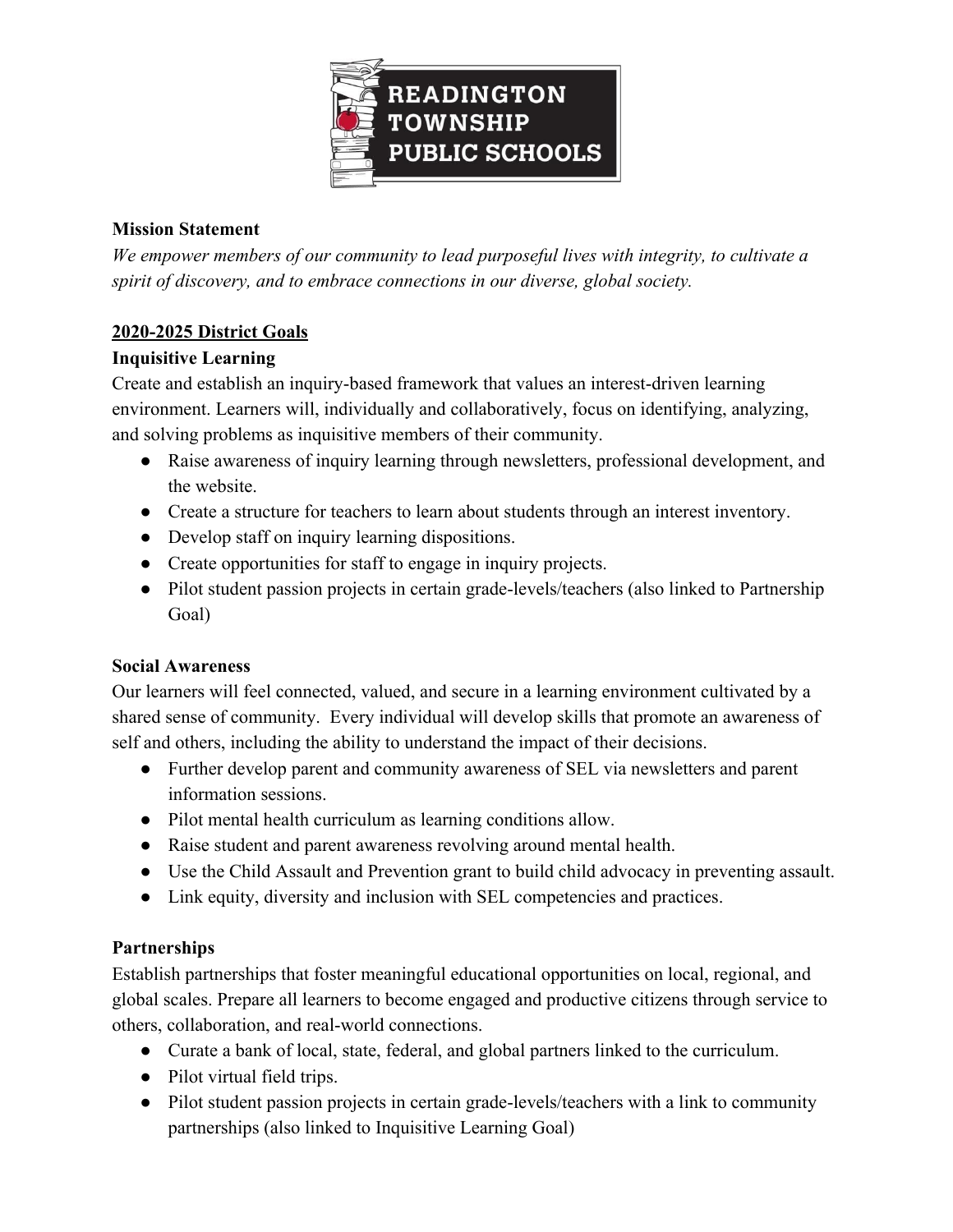**READINGTON TOWNSHIP PUBLIC SCHOOLS**

**Mission Statement**

*We empower members of our community to lead purposeful lives with integrity, to cultivate a spirit of discovery, and to embrace connections in our diverse, global society.*

## 2020-2025 District Goals

### Inquisitive Learning

Create and establish an inquiry-based framework that values an interest-driven learning environment. Learners will, individually and collaboratively, focus on identifying, analyzing, and solving problems as inquisitive members of their community.

- Raise awareness of inquiry learning through newsletters, professional development, and the website.
- Create a structure for teachers to learn about students through an interest inventory.
- Develop staff on inquiry learning dispositions.
- Create opportunities for staff to engage in inquiry projects.
- Pilot student passion projects in certain grade-levels/teachers (also linked to Partnership Goal)

### Social Awareness

Our learners will feel connected, valued, and secure in a learning environment cultivated by a shared sense of community. Every individual will develop skills that promote an awareness of self and others, including the ability to understand the impact of their decisions.

- Further develop parent and community awareness of SEL via newsletters and parent information sessions.
- Pilot mental health curriculum as learning conditions allow.
- Raise student and parent awareness revolving around mental health.
- Use the Child Assault and Prevention grant to build child advocacy in preventing assault.
- Link equity, diversity and inclusion with SEL competencies and practices.

### Partnerships

Establish partnerships that foster meaningful educational opportunities on local, regional, and global scales. Prepare all learners to become engaged and productive citizens through service to others, collaboration, and real-world connections.

- Curate a bank of local, state, federal, and global partners linked to the curriculum.
- Pilot virtual field trips.
- Pilot student passion projects in certain grade-levels/teachers with a link to community partnerships (also linked to Inquisitive Learning Goal)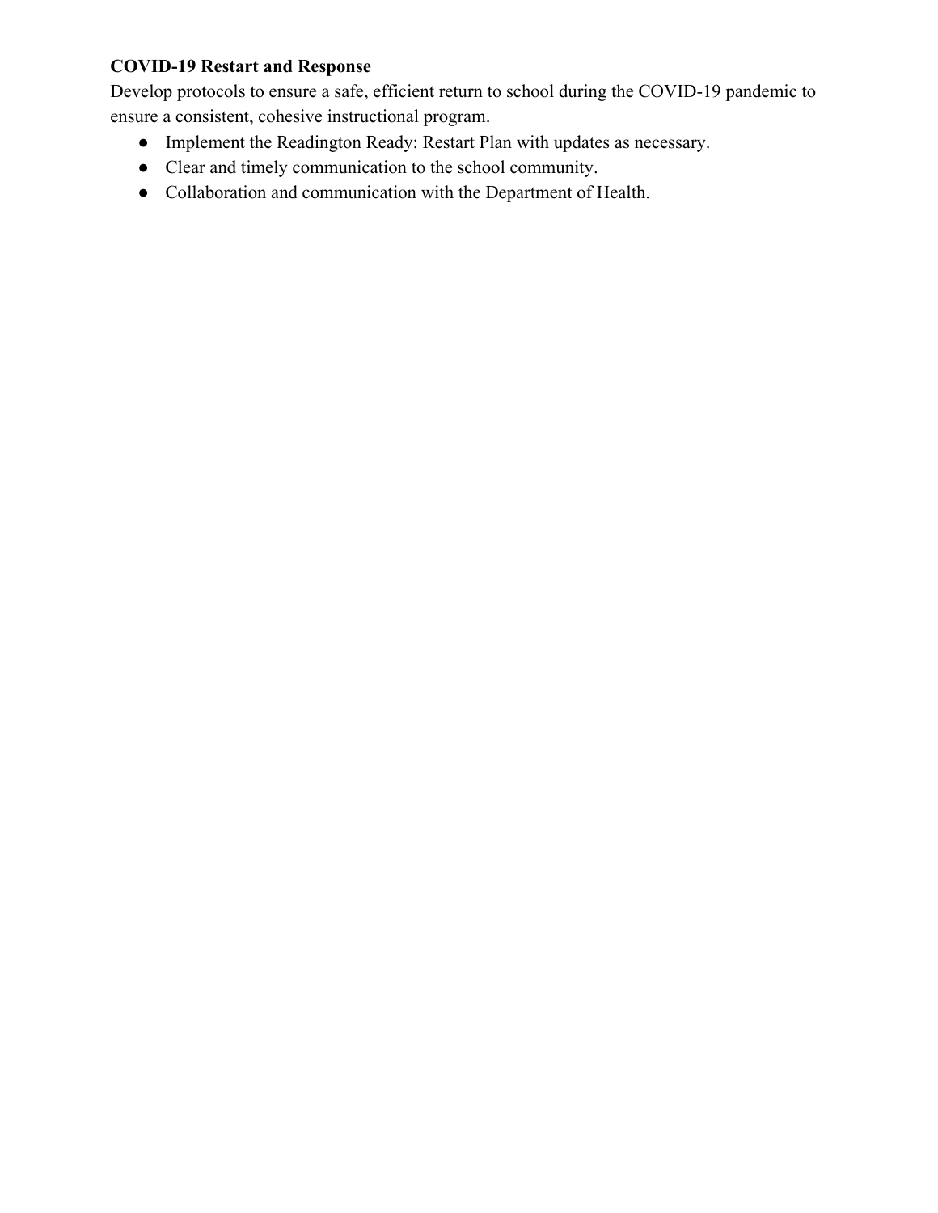**COVID-19 Restart and Response**

Develop protocols to ensure a safe, efficient return to school during the COVID-19 pandemic to ensure a consistent, cohesive instructional program.

- Implement the Readington Ready: Restart Plan with updates as necessary.
- Clear and timely communication to the school community.
- Collaboration and communication with the Department of Health.